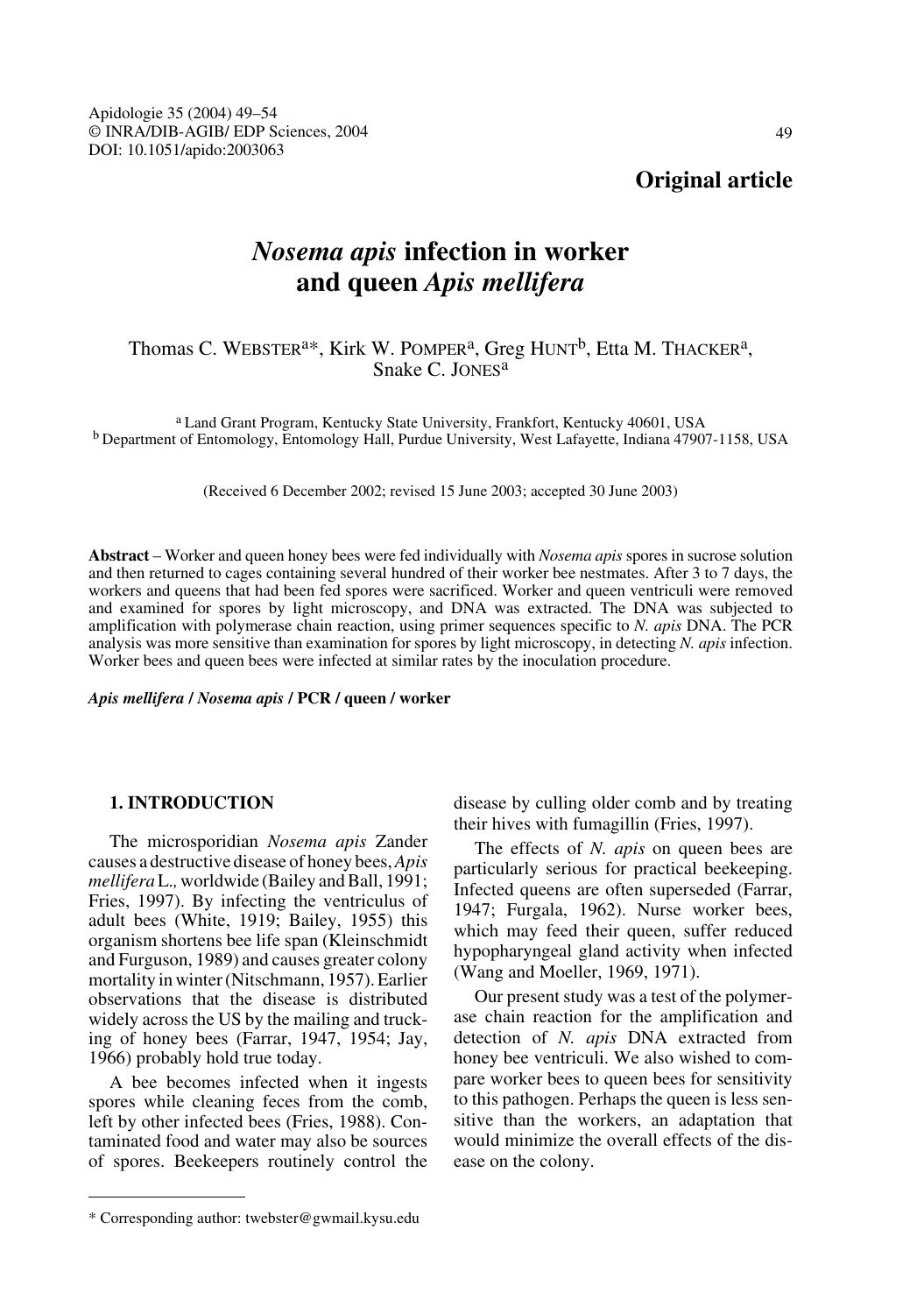Original article

# *Nosema apis* infection in worker and queen *Apis mellifera*

Thomas C. Webster[a*], Kirk W. Pomper[a], Greg Hunt[b], Etta M. Thacker[a], Snake C. Jones[a]

[a] Land Grant Program, Kentucky State University, Frankfort, Kentucky 40601, USA
[b] Department of Entomology, Entomology Hall, Purdue University, West Lafayette, Indiana 47907-1158, USA

(Received 6 December 2002; revised 15 June 2003; accepted 30 June 2003)

**Abstract** – Worker and queen honey bees were fed individually with *Nosema apis* spores in sucrose solution and then returned to cages containing several hundred of their worker bee nestmates. After 3 to 7 days, the workers and queens that had been fed spores were sacrificed. Worker and queen ventriculi were removed and examined for spores by light microscopy, and DNA was extracted. The DNA was subjected to amplification with polymerase chain reaction, using primer sequences specific to *N. apis* DNA. The PCR analysis was more sensitive than examination for spores by light microscopy, in detecting *N. apis* infection. Worker bees and queen bees were infected at similar rates by the inoculation procedure.

***Apis mellifera* / *Nosema apis* / PCR / queen / worker**

## 1. INTRODUCTION

The microsporidian *Nosema apis* Zander causes a destructive disease of honey bees, *Apis mellifera* L., worldwide (Bailey and Ball, 1991; Fries, 1997). By infecting the ventriculus of adult bees (White, 1919; Bailey, 1955) this organism shortens bee life span (Kleinschmidt and Furguson, 1989) and causes greater colony mortality in winter (Nitschmann, 1957). Earlier observations that the disease is distributed widely across the US by the mailing and trucking of honey bees (Farrar, 1947, 1954; Jay, 1966) probably hold true today.

A bee becomes infected when it ingests spores while cleaning feces from the comb, left by other infected bees (Fries, 1988). Contaminated food and water may also be sources of spores. Beekeepers routinely control the disease by culling older comb and by treating their hives with fumagillin (Fries, 1997).

The effects of *N. apis* on queen bees are particularly serious for practical beekeeping. Infected queens are often superseded (Farrar, 1947; Furgala, 1962). Nurse worker bees, which may feed their queen, suffer reduced hypopharyngeal gland activity when infected (Wang and Moeller, 1969, 1971).

Our present study was a test of the polymerase chain reaction for the amplification and detection of *N. apis* DNA extracted from honey bee ventriculi. We also wished to compare worker bees to queen bees for sensitivity to this pathogen. Perhaps the queen is less sensitive than the workers, an adaptation that would minimize the overall effects of the disease on the colony.

\* Corresponding author: twebster@gwmail.kysu.edu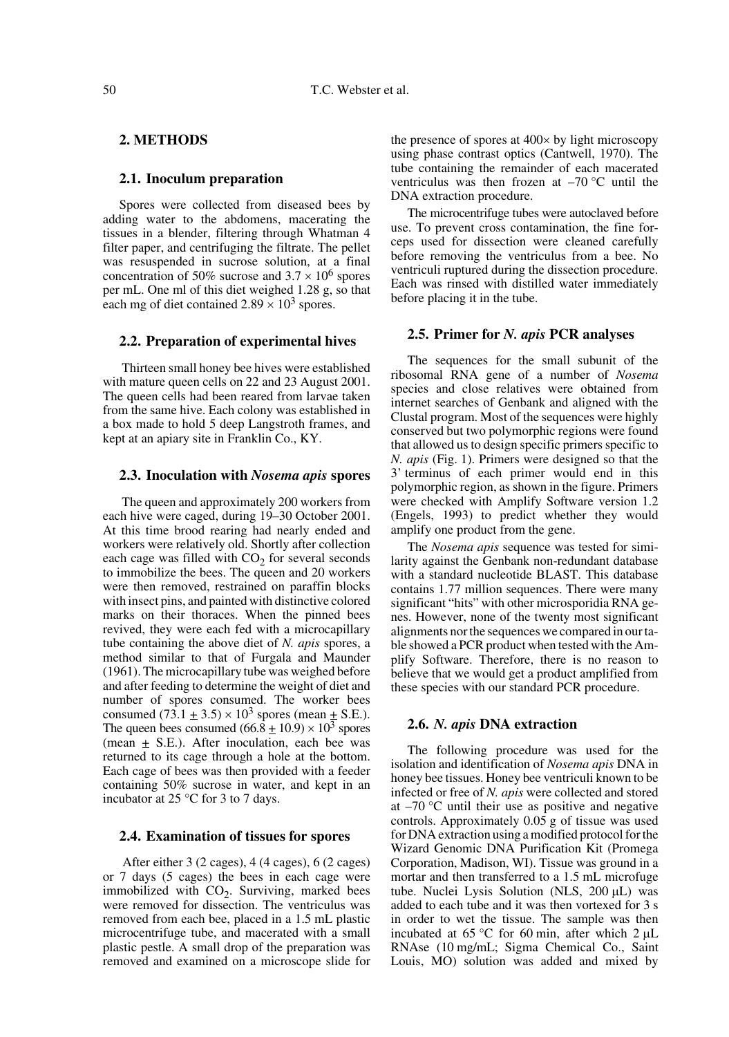## 2. METHODS

### 2.1. Inoculum preparation

Spores were collected from diseased bees by adding water to the abdomens, macerating the tissues in a blender, filtering through Whatman 4 filter paper, and centrifuging the filtrate. The pellet was resuspended in sucrose solution, at a final concentration of 50% sucrose and $3.7 \times 10^6$ spores per mL. One ml of this diet weighed 1.28 g, so that each mg of diet contained $2.89 \times 10^3$ spores.

### 2.2. Preparation of experimental hives

Thirteen small honey bee hives were established with mature queen cells on 22 and 23 August 2001. The queen cells had been reared from larvae taken from the same hive. Each colony was established in a box made to hold 5 deep Langstroth frames, and kept at an apiary site in Franklin Co., KY.

### 2.3. Inoculation with *Nosema apis* spores

The queen and approximately 200 workers from each hive were caged, during 19–30 October 2001. At this time brood rearing had nearly ended and workers were relatively old. Shortly after collection each cage was filled with $CO_2$ for several seconds to immobilize the bees. The queen and 20 workers were then removed, restrained on paraffin blocks with insect pins, and painted with distinctive colored marks on their thoraces. When the pinned bees revived, they were each fed with a microcapillary tube containing the above diet of *N. apis* spores, a method similar to that of Furgala and Maunder (1961). The microcapillary tube was weighed before and after feeding to determine the weight of diet and number of spores consumed. The worker bees consumed $(73.1 \pm 3.5) \times 10^3$ spores (mean $\pm$ S.E.). The queen bees consumed $(66.8 \pm 10.9) \times 10^3$ spores (mean $\pm$ S.E.). After inoculation, each bee was returned to its cage through a hole at the bottom. Each cage of bees was then provided with a feeder containing 50% sucrose in water, and kept in an incubator at 25 °C for 3 to 7 days.

### 2.4. Examination of tissues for spores

After either 3 (2 cages), 4 (4 cages), 6 (2 cages) or 7 days (5 cages) the bees in each cage were immobilized with $CO_2$. Surviving, marked bees were removed for dissection. The ventriculus was removed from each bee, placed in a 1.5 mL plastic microcentrifuge tube, and macerated with a small plastic pestle. A small drop of the preparation was removed and examined on a microscope slide for the presence of spores at 400× by light microscopy using phase contrast optics (Cantwell, 1970). The tube containing the remainder of each macerated ventriculus was then frozen at –70 °C until the DNA extraction procedure.

The microcentrifuge tubes were autoclaved before use. To prevent cross contamination, the fine forceps used for dissection were cleaned carefully before removing the ventriculus from a bee. No ventriculi ruptured during the dissection procedure. Each was rinsed with distilled water immediately before placing it in the tube.

### 2.5. Primer for *N. apis* PCR analyses

The sequences for the small subunit of the ribosomal RNA gene of a number of *Nosema* species and close relatives were obtained from internet searches of Genbank and aligned with the Clustal program. Most of the sequences were highly conserved but two polymorphic regions were found that allowed us to design specific primers specific to *N. apis* (Fig. 1). Primers were designed so that the 3' terminus of each primer would end in this polymorphic region, as shown in the figure. Primers were checked with Amplify Software version 1.2 (Engels, 1993) to predict whether they would amplify one product from the gene.

The *Nosema apis* sequence was tested for similarity against the Genbank non-redundant database with a standard nucleotide BLAST. This database contains 1.77 million sequences. There were many significant "hits" with other microsporidia RNA genes. However, none of the twenty most significant alignments nor the sequences we compared in our table showed a PCR product when tested with the Amplify Software. Therefore, there is no reason to believe that we would get a product amplified from these species with our standard PCR procedure.

### 2.6. *N. apis* DNA extraction

The following procedure was used for the isolation and identification of *Nosema apis* DNA in honey bee tissues. Honey bee ventriculi known to be infected or free of *N. apis* were collected and stored at –70 °C until their use as positive and negative controls. Approximately 0.05 g of tissue was used for DNA extraction using a modified protocol for the Wizard Genomic DNA Purification Kit (Promega Corporation, Madison, WI). Tissue was ground in a mortar and then transferred to a 1.5 mL microfuge tube. Nuclei Lysis Solution (NLS, 200 μL) was added to each tube and it was then vortexed for 3 s in order to wet the tissue. The sample was then incubated at 65 °C for 60 min, after which 2 μL RNAse (10 mg/mL; Sigma Chemical Co., Saint Louis, MO) solution was added and mixed by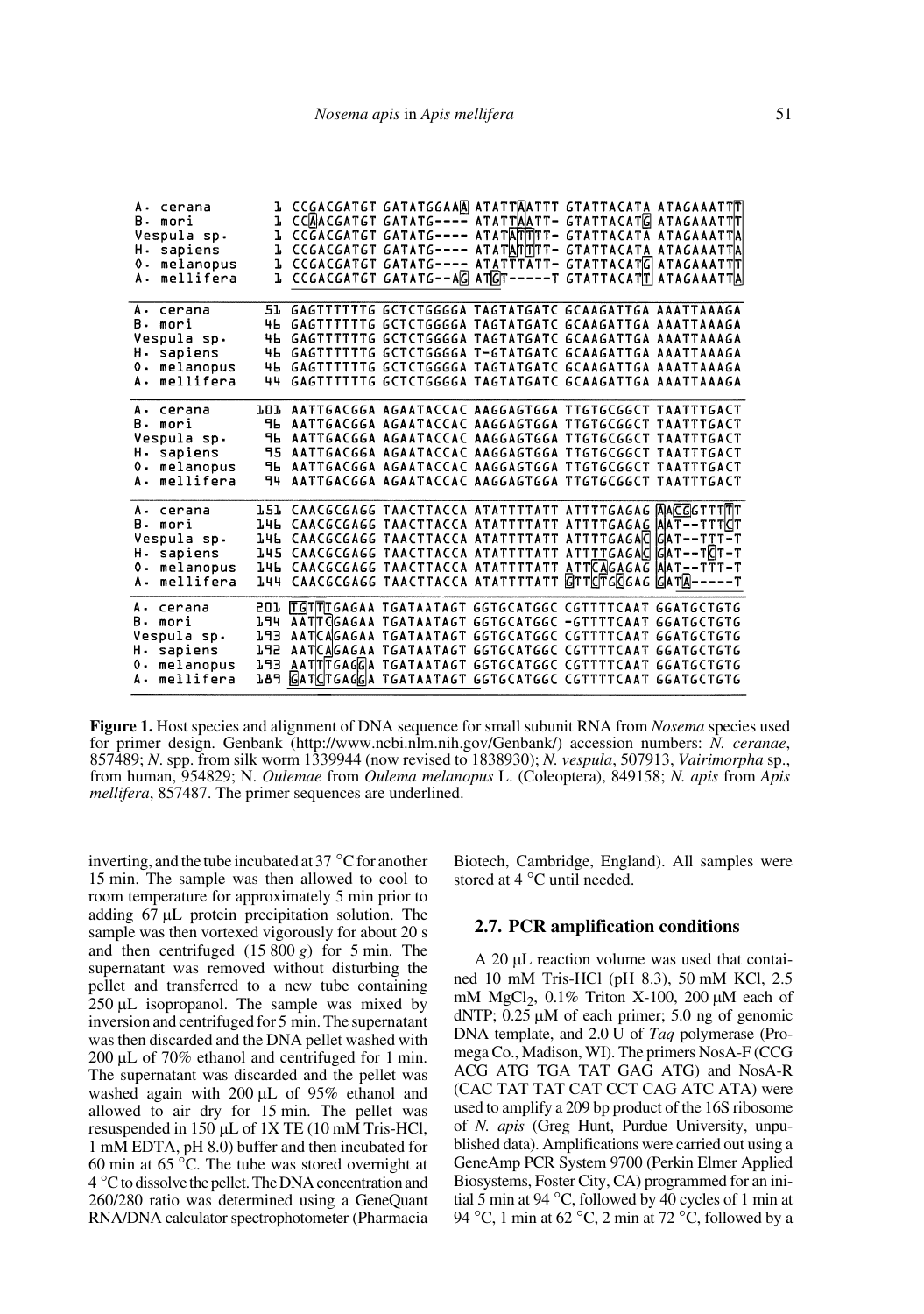```
A. cerana      1 CCGACGATGT GATATGGAAA ATATTAATTT GTATTACATA ATAGAAATTT
B. mori        1 CCAACGATGT GATATG---- ATATTAATT- GTATTACATG ATAGAAATTT
Vespula sp.    1 CCGACGATGT GATATG---- ATATATTTT- GTATTACATA ATAGAAATTA
H. sapiens     1 CCGACGATGT GATATG---- ATATATTTT- GTATTACATA ATAGAAATTA
O. melanopus   1 CCGACGATGT GATATG---- ATATTTATT- GTATTACATG ATAGAAATTT
A. mellifera   1 CCGACGATGT GATATG--AG ATGT-----T GTATTACATT ATAGAAATTA

A. cerana     51 GAGTTTTTTG GCTCTGGGGA TAGTATGATC GCAAGATTGA AAATTAAAGA
B. mori       46 GAGTTTTTTG GCTCTGGGGA TAGTATGATC GCAAGATTGA AAATTAAAGA
Vespula sp.   46 GAGTTTTTTG GCTCTGGGGA TAGTATGATC GCAAGATTGA AAATTAAAGA
H. sapiens    46 GAGTTTTTTG GCTCTGGGGA T-GTATGATC GCAAGATTGA AAATTAAAGA
O. melanopus  46 GAGTTTTTTG GCTCTGGGGA TAGTATGATC GCAAGATTGA AAATTAAAGA
A. mellifera  44 GAGTTTTTTG GCTCTGGGGA TAGTATGATC GCAAGATTGA AAATTAAAGA

A. cerana    101 AATTGACGGA AGAATACCAC AAGGAGTGGA TTGTGCGGCT TAATTTGACT
B. mori       96 AATTGACGGA AGAATACCAC AAGGAGTGGA TTGTGCGGCT TAATTTGACT
Vespula sp.   96 AATTGACGGA AGAATACCAC AAGGAGTGGA TTGTGCGGCT TAATTTGACT
H. sapiens    95 AATTGACGGA AGAATACCAC AAGGAGTGGA TTGTGCGGCT TAATTTGACT
O. melanopus  96 AATTGACGGA AGAATACCAC AAGGAGTGGA TTGTGCGGCT TAATTTGACT
A. mellifera  94 AATTGACGGA AGAATACCAC AAGGAGTGGA TTGTGCGGCT TAATTTGACT

A. cerana    151 CAACGCGAGG TAACTTACCA ATATTTTATT ATTTTGAGAG AACGGTTTTT
B. mori      146 CAACGCGAGG TAACTTACCA ATATTTTATT ATTTTGAGAG AAT--TTTCT
Vespula sp.  146 CAACGCGAGG TAACTTACCA ATATTTTATT ATTTTGAGAC GAT--TTT-T
H. sapiens   145 CAACGCGAGG TAACTTACCA ATATTTTATT ATTTTGAGAC GAT--TCT-T
O. melanopus 146 CAACGCGAGG TAACTTACCA ATATTTTATT ATTCAGAGAG AAT--TTT-T
A. mellifera 144 CAACGCGAGG TAACTTACCA ATATTTTATT GTTCTGCGAG GATA-----T

A. cerana    201 TGTTTGAGAA TGATAATAGT GGTGCATGGC CGTTTTCAAT GGATGCTGTG
B. mori      194 AATTCGAGAA TGATAATAGT GGTGCATGGC -GTTTTCAAT GGATGCTGTG
Vespula sp.  193 AATCAGAGAA TGATAATAGT GGTGCATGGC CGTTTTCAAT GGATGCTGTG
H. sapiens   192 AATCAGAGAA TGATAATAGT GGTGCATGGC CGTTTTCAAT GGATGCTGTG
O. melanopus 193 AATTTGAGGA TGATAATAGT GGTGCATGGC CGTTTTCAAT GGATGCTGTG
A. mellifera 189 GATCTGAGGA TGATAATAGT GGTGCATGGC CGTTTTCAAT GGATGCTGTG
```

**Figure 1.** Host species and alignment of DNA sequence for small subunit RNA from *Nosema* species used for primer design. Genbank (http://www.ncbi.nlm.nih.gov/Genbank/) accession numbers: *N. ceranae*, 857489; *N.* spp. from silk worm 1339944 (now revised to 1838930); *N. vespula*, 507913, *Vairimorpha* sp., from human, 954829; N. *Oulemae* from *Oulema melanopus* L. (Coleoptera), 849158; *N. apis* from *Apis mellifera*, 857487. The primer sequences are underlined.

inverting, and the tube incubated at 37 °C for another 15 min. The sample was then allowed to cool to room temperature for approximately 5 min prior to adding 67 μL protein precipitation solution. The sample was then vortexed vigorously for about 20 s and then centrifuged (15 800 *g*) for 5 min. The supernatant was removed without disturbing the pellet and transferred to a new tube containing 250 μL isopropanol. The sample was mixed by inversion and centrifuged for 5 min. The supernatant was then discarded and the DNA pellet washed with 200 μL of 70% ethanol and centrifuged for 1 min. The supernatant was discarded and the pellet was washed again with 200 μL of 95% ethanol and allowed to air dry for 15 min. The pellet was resuspended in 150 μL of 1X TE (10 mM Tris-HCl, 1 mM EDTA, pH 8.0) buffer and then incubated for 60 min at 65 °C. The tube was stored overnight at 4 °C to dissolve the pellet. The DNA concentration and 260/280 ratio was determined using a GeneQuant RNA/DNA calculator spectrophotometer (Pharmacia Biotech, Cambridge, England). All samples were stored at 4 °C until needed.

## 2.7. PCR amplification conditions

A 20 μL reaction volume was used that contained 10 mM Tris-HCl (pH 8.3), 50 mM KCl, 2.5 mM $MgCl_2$, 0.1% Triton X-100, 200 μM each of dNTP; 0.25 μM of each primer; 5.0 ng of genomic DNA template, and 2.0 U of *Taq* polymerase (Promega Co., Madison, WI). The primers NosA-F (CCG ACG ATG TGA TAT GAG ATG) and NosA-R (CAC TAT TAT CAT CCT CAG ATC ATA) were used to amplify a 209 bp product of the 16S ribosome of *N. apis* (Greg Hunt, Purdue University, unpublished data). Amplifications were carried out using a GeneAmp PCR System 9700 (Perkin Elmer Applied Biosystems, Foster City, CA) programmed for an initial 5 min at 94 °C, followed by 40 cycles of 1 min at 94 °C, 1 min at 62 °C, 2 min at 72 °C, followed by a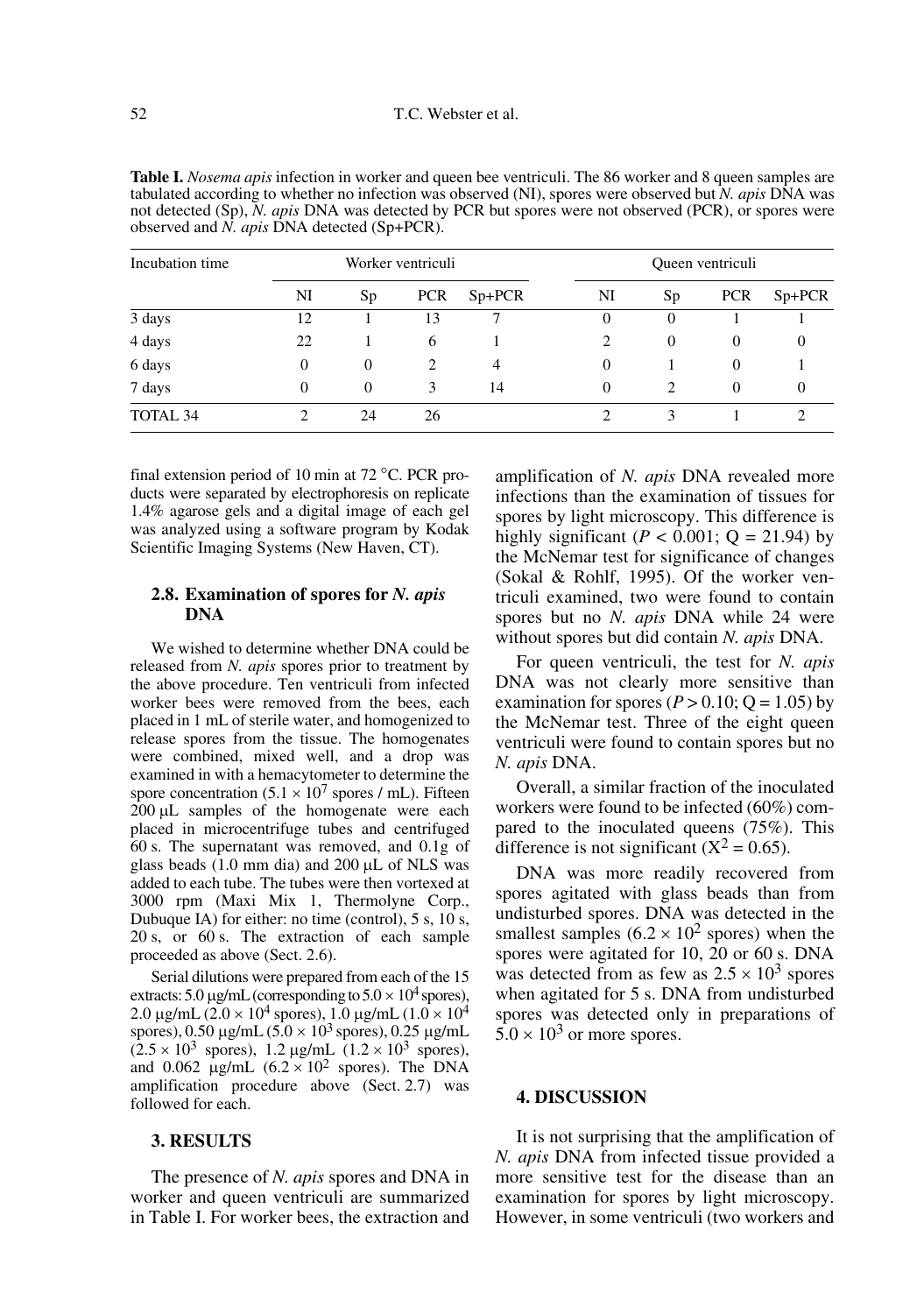**Table I.** *Nosema apis* infection in worker and queen bee ventriculi. The 86 worker and 8 queen samples are tabulated according to whether no infection was observed (NI), spores were observed but *N. apis* DNA was not detected (Sp), *N. apis* DNA was detected by PCR but spores were not observed (PCR), or spores were observed and *N. apis* DNA detected (Sp+PCR).

| Incubation time | Worker ventriculi | | | | Queen ventriculi | | | |
|---|---|---|---|---|---|---|---|---|
| | NI | Sp | PCR | Sp+PCR | NI | Sp | PCR | Sp+PCR |
| 3 days | 12 | 1 | 13 | 7 | 0 | 0 | 1 | 1 |
| 4 days | 22 | 1 | 6 | 1 | 2 | 0 | 0 | 0 |
| 6 days | 0 | 0 | 2 | 4 | 0 | 1 | 0 | 1 |
| 7 days | 0 | 0 | 3 | 14 | 0 | 2 | 0 | 0 |
| TOTAL 34 | 2 | 24 | 26 | | 2 | 3 | 1 | 2 |

final extension period of 10 min at 72 °C. PCR products were separated by electrophoresis on replicate 1.4% agarose gels and a digital image of each gel was analyzed using a software program by Kodak Scientific Imaging Systems (New Haven, CT).

### 2.8. Examination of spores for *N. apis* DNA

We wished to determine whether DNA could be released from *N. apis* spores prior to treatment by the above procedure. Ten ventriculi from infected worker bees were removed from the bees, each placed in 1 mL of sterile water, and homogenized to release spores from the tissue. The homogenates were combined, mixed well, and a drop was examined in with a hemacytometer to determine the spore concentration ($5.1 \times 10^7$ spores / mL). Fifteen 200 µL samples of the homogenate were each placed in microcentrifuge tubes and centrifuged 60 s. The supernatant was removed, and 0.1g of glass beads (1.0 mm dia) and 200 µL of NLS was added to each tube. The tubes were then vortexed at 3000 rpm (Maxi Mix 1, Thermolyne Corp., Dubuque IA) for either: no time (control), 5 s, 10 s, 20 s, or 60 s. The extraction of each sample proceeded as above (Sect. 2.6).

Serial dilutions were prepared from each of the 15 extracts: 5.0 µg/mL (corresponding to $5.0 \times 10^4$ spores), 2.0 µg/mL ($2.0 \times 10^4$ spores), 1.0 µg/mL ($1.0 \times 10^4$ spores), 0.50 µg/mL ($5.0 \times 10^3$ spores), 0.25 µg/mL ($2.5 \times 10^3$ spores), 1.2 µg/mL ($1.2 \times 10^3$ spores), and 0.062 µg/mL ($6.2 \times 10^2$ spores). The DNA amplification procedure above (Sect. 2.7) was followed for each.

## 3. RESULTS

The presence of *N. apis* spores and DNA in worker and queen ventriculi are summarized in Table I. For worker bees, the extraction and amplification of *N. apis* DNA revealed more infections than the examination of tissues for spores by light microscopy. This difference is highly significant ($P < 0.001$; Q = 21.94) by the McNemar test for significance of changes (Sokal & Rohlf, 1995). Of the worker ventriculi examined, two were found to contain spores but no *N. apis* DNA while 24 were without spores but did contain *N. apis* DNA.

For queen ventriculi, the test for *N. apis* DNA was not clearly more sensitive than examination for spores ($P > 0.10$; Q = 1.05) by the McNemar test. Three of the eight queen ventriculi were found to contain spores but no *N. apis* DNA.

Overall, a similar fraction of the inoculated workers were found to be infected (60%) compared to the inoculated queens (75%). This difference is not significant ($X^2 = 0.65$).

DNA was more readily recovered from spores agitated with glass beads than from undisturbed spores. DNA was detected in the smallest samples ($6.2 \times 10^2$ spores) when the spores were agitated for 10, 20 or 60 s. DNA was detected from as few as $2.5 \times 10^3$ spores when agitated for 5 s. DNA from undisturbed spores was detected only in preparations of $5.0 \times 10^3$ or more spores.

## 4. DISCUSSION

It is not surprising that the amplification of *N. apis* DNA from infected tissue provided a more sensitive test for the disease than an examination for spores by light microscopy. However, in some ventriculi (two workers and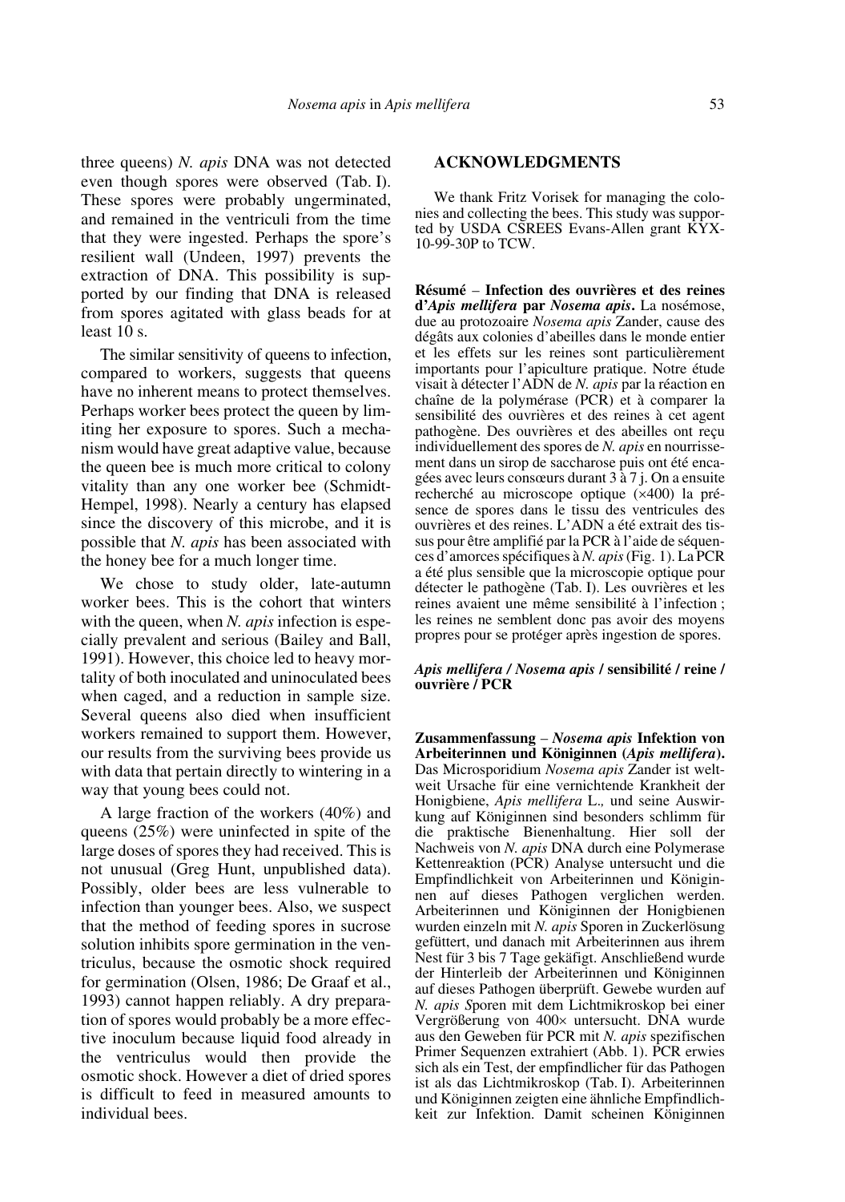three queens) *N. apis* DNA was not detected even though spores were observed (Tab. I). These spores were probably ungerminated, and remained in the ventriculi from the time that they were ingested. Perhaps the spore's resilient wall (Undeen, 1997) prevents the extraction of DNA. This possibility is supported by our finding that DNA is released from spores agitated with glass beads for at least 10 s.

The similar sensitivity of queens to infection, compared to workers, suggests that queens have no inherent means to protect themselves. Perhaps worker bees protect the queen by limiting her exposure to spores. Such a mechanism would have great adaptive value, because the queen bee is much more critical to colony vitality than any one worker bee (Schmidt-Hempel, 1998). Nearly a century has elapsed since the discovery of this microbe, and it is possible that *N. apis* has been associated with the honey bee for a much longer time.

We chose to study older, late-autumn worker bees. This is the cohort that winters with the queen, when *N. apis* infection is especially prevalent and serious (Bailey and Ball, 1991). However, this choice led to heavy mortality of both inoculated and uninoculated bees when caged, and a reduction in sample size. Several queens also died when insufficient workers remained to support them. However, our results from the surviving bees provide us with data that pertain directly to wintering in a way that young bees could not.

A large fraction of the workers (40%) and queens (25%) were uninfected in spite of the large doses of spores they had received. This is not unusual (Greg Hunt, unpublished data). Possibly, older bees are less vulnerable to infection than younger bees. Also, we suspect that the method of feeding spores in sucrose solution inhibits spore germination in the ventriculus, because the osmotic shock required for germination (Olsen, 1986; De Graaf et al., 1993) cannot happen reliably. A dry preparation of spores would probably be a more effective inoculum because liquid food already in the ventriculus would then provide the osmotic shock. However a diet of dried spores is difficult to feed in measured amounts to individual bees.

## ACKNOWLEDGMENTS

We thank Fritz Vorisek for managing the colonies and collecting the bees. This study was supported by USDA CSREES Evans-Allen grant KYX-10-99-30P to TCW.

**Résumé** – **Infection des ouvrières et des reines d'*Apis mellifera* par *Nosema apis*.** La nosémose, due au protozoaire *Nosema apis* Zander, cause des dégâts aux colonies d'abeilles dans le monde entier et les effets sur les reines sont particulièrement importants pour l'apiculture pratique. Notre étude visait à détecter l'ADN de *N. apis* par la réaction en chaîne de la polymérase (PCR) et à comparer la sensibilité des ouvrières et des reines à cet agent pathogène. Des ouvrières et des abeilles ont reçu individuellement des spores de *N. apis* en nourrissement dans un sirop de saccharose puis ont été encagées avec leurs consœurs durant 3 à 7 j. On a ensuite recherché au microscope optique (×400) la présence de spores dans le tissu des ventricules des ouvrières et des reines. L'ADN a été extrait des tissus pour être amplifié par la PCR à l'aide de séquences d'amorces spécifiques à *N. apis* (Fig. 1). La PCR a été plus sensible que la microscopie optique pour détecter le pathogène (Tab. I). Les ouvrières et les reines avaient une même sensibilité à l'infection ; les reines ne semblent donc pas avoir des moyens propres pour se protéger après ingestion de spores.

***Apis mellifera* / *Nosema apis* / sensibilité / reine / ouvrière / PCR**

**Zusammenfassung** – ***Nosema apis* Infektion von Arbeiterinnen und Königinnen (*Apis mellifera*).** Das Microsporidium *Nosema apis* Zander ist weltweit Ursache für eine vernichtende Krankheit der Honigbiene, *Apis mellifera* L., und seine Auswirkung auf Königinnen sind besonders schlimm für die praktische Bienenhaltung. Hier soll der Nachweis von *N. apis* DNA durch eine Polymerase Kettenreaktion (PCR) Analyse untersucht und die Empfindlichkeit von Arbeiterinnen und Königinnen auf dieses Pathogen verglichen werden. Arbeiterinnen und Königinnen der Honigbienen wurden einzeln mit *N. apis* Sporen in Zuckerlösung gefüttert, und danach mit Arbeiterinnen aus ihrem Nest für 3 bis 7 Tage gekäfigt. Anschließend wurde der Hinterleib der Arbeiterinnen und Königinnen auf dieses Pathogen überprüft. Gewebe wurden auf *N. apis* Sporen mit dem Lichtmikroskop bei einer Vergrößerung von 400× untersucht. DNA wurde aus den Geweben für PCR mit *N. apis* spezifischen Primer Sequenzen extrahiert (Abb. 1). PCR erwies sich als ein Test, der empfindlicher für das Pathogen ist als das Lichtmikroskop (Tab. I). Arbeiterinnen und Königinnen zeigten eine ähnliche Empfindlichkeit zur Infektion. Damit scheinen Königinnen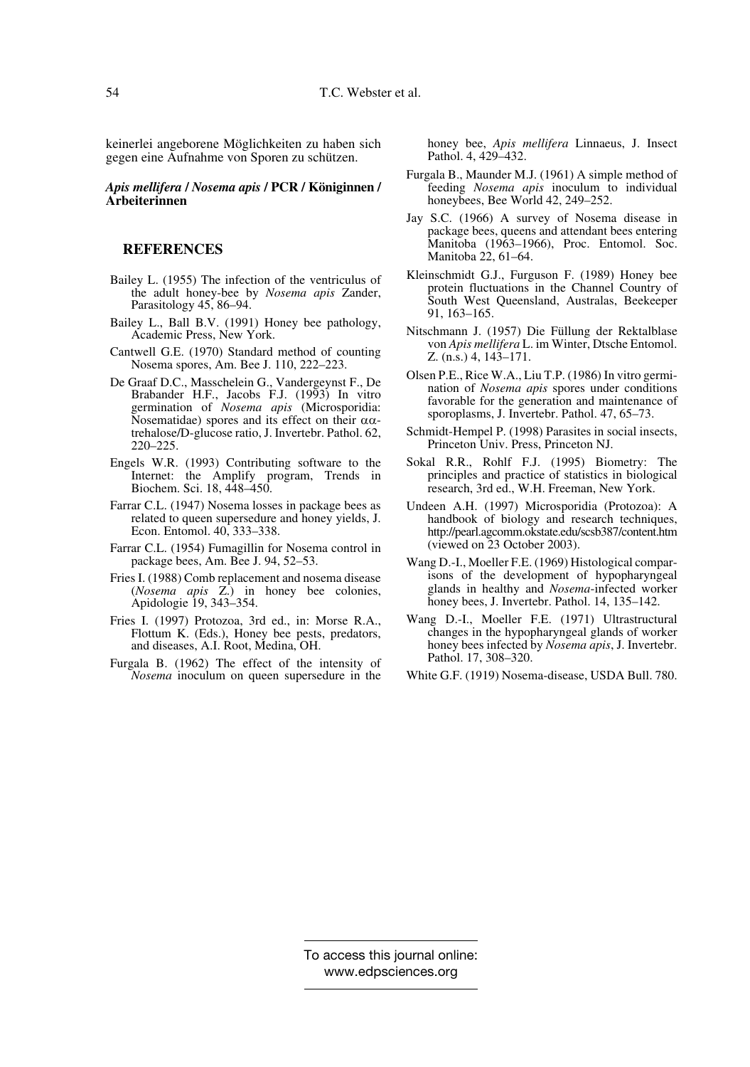keinerlei angeborene Möglichkeiten zu haben sich gegen eine Aufnahme von Sporen zu schützen.

***Apis mellifera* / *Nosema apis* / PCR / Königinnen / Arbeiterinnen**

## REFERENCES

Bailey L. (1955) The infection of the ventriculus of the adult honey-bee by *Nosema apis* Zander, Parasitology 45, 86–94.

Bailey L., Ball B.V. (1991) Honey bee pathology, Academic Press, New York.

Cantwell G.E. (1970) Standard method of counting Nosema spores, Am. Bee J. 110, 222–223.

De Graaf D.C., Masschelein G., Vandergeynst F., De Brabander H.F., Jacobs F.J. (1993) In vitro germination of *Nosema apis* (Microspridia: Nosematidae) spores and its effect on their αα-trehalose/D-glucose ratio, J. Invertebr. Pathol. 62, 220–225.

Engels W.R. (1993) Contributing software to the Internet: the Amplify program, Trends in Biochem. Sci. 18, 448–450.

Farrar C.L. (1947) Nosema losses in package bees as related to queen supersedure and honey yields, J. Econ. Entomol. 40, 333–338.

Farrar C.L. (1954) Fumagillin for Nosema control in package bees, Am. Bee J. 94, 52–53.

Fries I. (1988) Comb replacement and nosema disease (*Nosema apis* Z.) in honey bee colonies, Apidologie 19, 343–354.

Fries I. (1997) Protozoa, 3rd ed., in: Morse R.A., Flottum K. (Eds.), Honey bee pests, predators, and diseases, A.I. Root, Medina, OH.

Furgala B. (1962) The effect of the intensity of *Nosema* inoculum on queen supersedure in the honey bee, *Apis mellifera* Linnaeus, J. Insect Pathol. 4, 429–432.

Furgala B., Maunder M.J. (1961) A simple method of feeding *Nosema apis* inoculum to individual honeybees, Bee World 42, 249–252.

Jay S.C. (1966) A survey of Nosema disease in package bees, queens and attendant bees entering Manitoba (1963–1966), Proc. Entomol. Soc. Manitoba 22, 61–64.

Kleinschmidt G.J., Furguson F. (1989) Honey bee protein fluctuations in the Channel Country of South West Queensland, Australas, Beekeeper 91, 163–165.

Nitschmann J. (1957) Die Füllung der Rektalblase von *Apis mellifera* L. im Winter, Dtsche Entomol. Z. (n.s.) 4, 143–171.

Olsen P.E., Rice W.A., Liu T.P. (1986) In vitro germination of *Nosema apis* spores under conditions favorable for the generation and maintenance of sporoplasms, J. Invertebr. Pathol. 47, 65–73.

Schmidt-Hempel P. (1998) Parasites in social insects, Princeton Univ. Press, Princeton NJ.

Sokal R.R., Rohlf F.J. (1995) Biometry: The principles and practice of statistics in biological research, 3rd ed., W.H. Freeman, New York.

Undeen A.H. (1997) Microsporidia (Protozoa): A handbook of biology and research techniques, http://pearl.agcomm.okstate.edu/scsb387/content.htm (viewed on 23 October 2003).

Wang D.-I., Moeller F.E. (1969) Histological comparisons of the development of hypopharyngeal glands in healthy and *Nosema*-infected worker honey bees, J. Invertebr. Pathol. 14, 135–142.

Wang D.-I., Moeller F.E. (1971) Ultrastructural changes in the hypopharyngeal glands of worker honey bees infected by *Nosema apis*, J. Invertebr. Pathol. 17, 308–320.

White G.F. (1919) Nosema-disease, USDA Bull. 780.

To access this journal online:
www.edpsciences.org